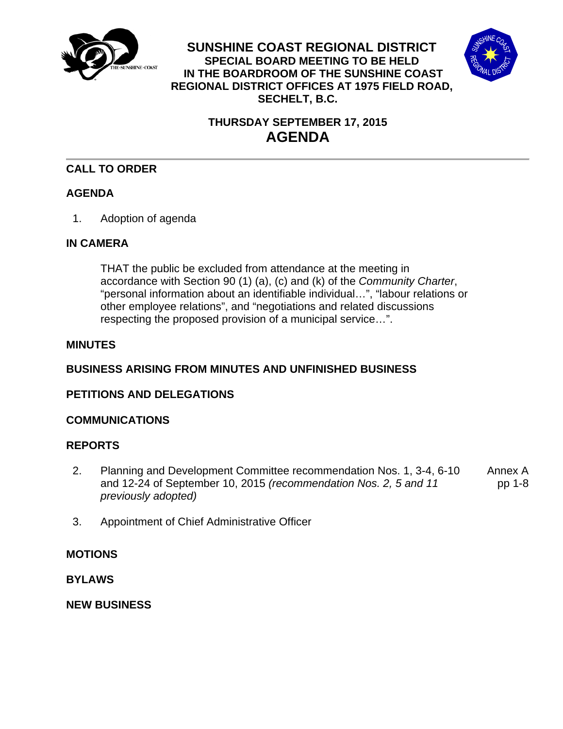# SUNSHINE COAST REGIONAL DISTRICT

**SPECIAL BOARD MEETING TO BE HELD IN THE BOARDROOM OF THE SUNSHINE COAST REGIONAL DISTRICT OFFICES AT 1975 FIELD ROAD, SECHELT, B.C.**

**THURSDAY SEPTEMBER 17, 2015**

# AGENDA

## CALL TO ORDER

## AGENDA

1. Adoption of agenda

## IN CAMERA

THAT the public be excluded from attendance at the meeting in accordance with Section 90 (1) (a), (c) and (k) of the *Community Charter*, "personal information about an identifiable individual…", "labour relations or other employee relations", and "negotiations and related discussions respecting the proposed provision of a municipal service…".

## MINUTES

## BUSINESS ARISING FROM MINUTES AND UNFINISHED BUSINESS

## PETITIONS AND DELEGATIONS

## COMMUNICATIONS

## REPORTS

2. Planning and Development Committee recommendation Nos. 1, 3-4, 6-10 and 12-24 of September 10, 2015 *(recommendation Nos. 2, 5 and 11 previously adopted)* — Annex A pp 1-8

3. Appointment of Chief Administrative Officer

## MOTIONS

## BYLAWS

## NEW BUSINESS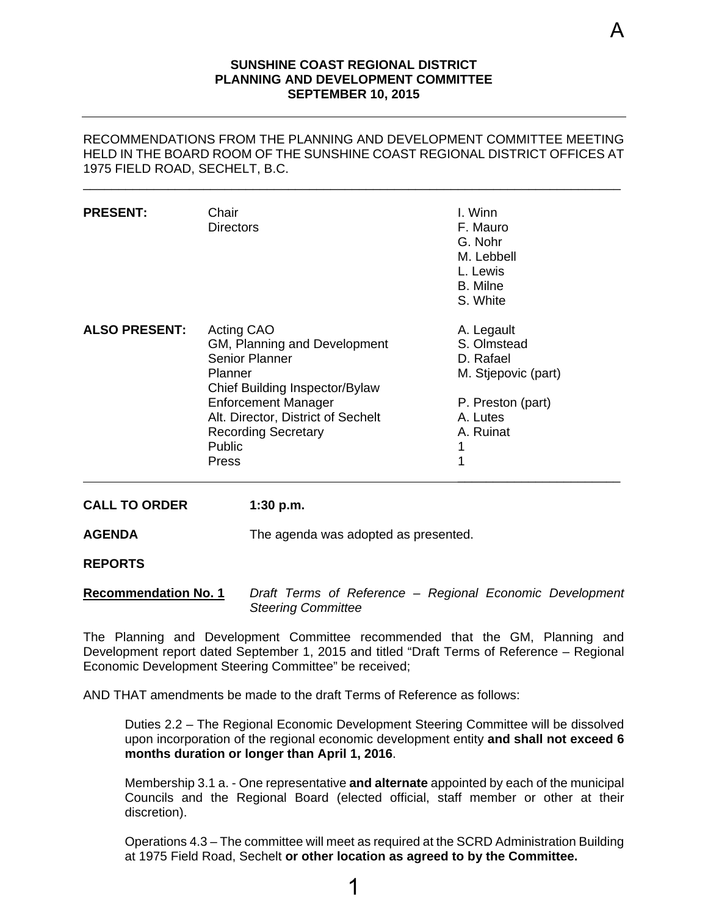A

**SUNSHINE COAST REGIONAL DISTRICT**
**PLANNING AND DEVELOPMENT COMMITTEE**
**SEPTEMBER 10, 2015**

---

RECOMMENDATIONS FROM THE PLANNING AND DEVELOPMENT COMMITTEE MEETING HELD IN THE BOARD ROOM OF THE SUNSHINE COAST REGIONAL DISTRICT OFFICES AT 1975 FIELD ROAD, SECHELT, B.C.

---

| | | |
|---|---|---|
| **PRESENT:** | Chair | I. Winn |
| | Directors | F. Mauro |
| | | G. Nohr |
| | | M. Lebbell |
| | | L. Lewis |
| | | B. Milne |
| | | S. White |
| **ALSO PRESENT:** | Acting CAO | A. Legault |
| | GM, Planning and Development | S. Olmstead |
| | Senior Planner | D. Rafael |
| | Planner | M. Stjepovic (part) |
| | Chief Building Inspector/Bylaw Enforcement Manager | P. Preston (part) |
| | Alt. Director, District of Sechelt | A. Lutes |
| | Recording Secretary | A. Ruinat |
| | Public | 1 |
| | Press | 1 |

---

**CALL TO ORDER** **1:30 p.m.**

**AGENDA** The agenda was adopted as presented.

**REPORTS**

**Recommendation No. 1** *Draft Terms of Reference – Regional Economic Development Steering Committee*

The Planning and Development Committee recommended that the GM, Planning and Development report dated September 1, 2015 and titled "Draft Terms of Reference – Regional Economic Development Steering Committee" be received;

AND THAT amendments be made to the draft Terms of Reference as follows:

> Duties 2.2 – The Regional Economic Development Steering Committee will be dissolved upon incorporation of the regional economic development entity **and shall not exceed 6 months duration or longer than April 1, 2016**.
>
> Membership 3.1 a. - One representative **and alternate** appointed by each of the municipal Councils and the Regional Board (elected official, staff member or other at their discretion).
>
> Operations 4.3 – The committee will meet as required at the SCRD Administration Building at 1975 Field Road, Sechelt **or other location as agreed to by the Committee.**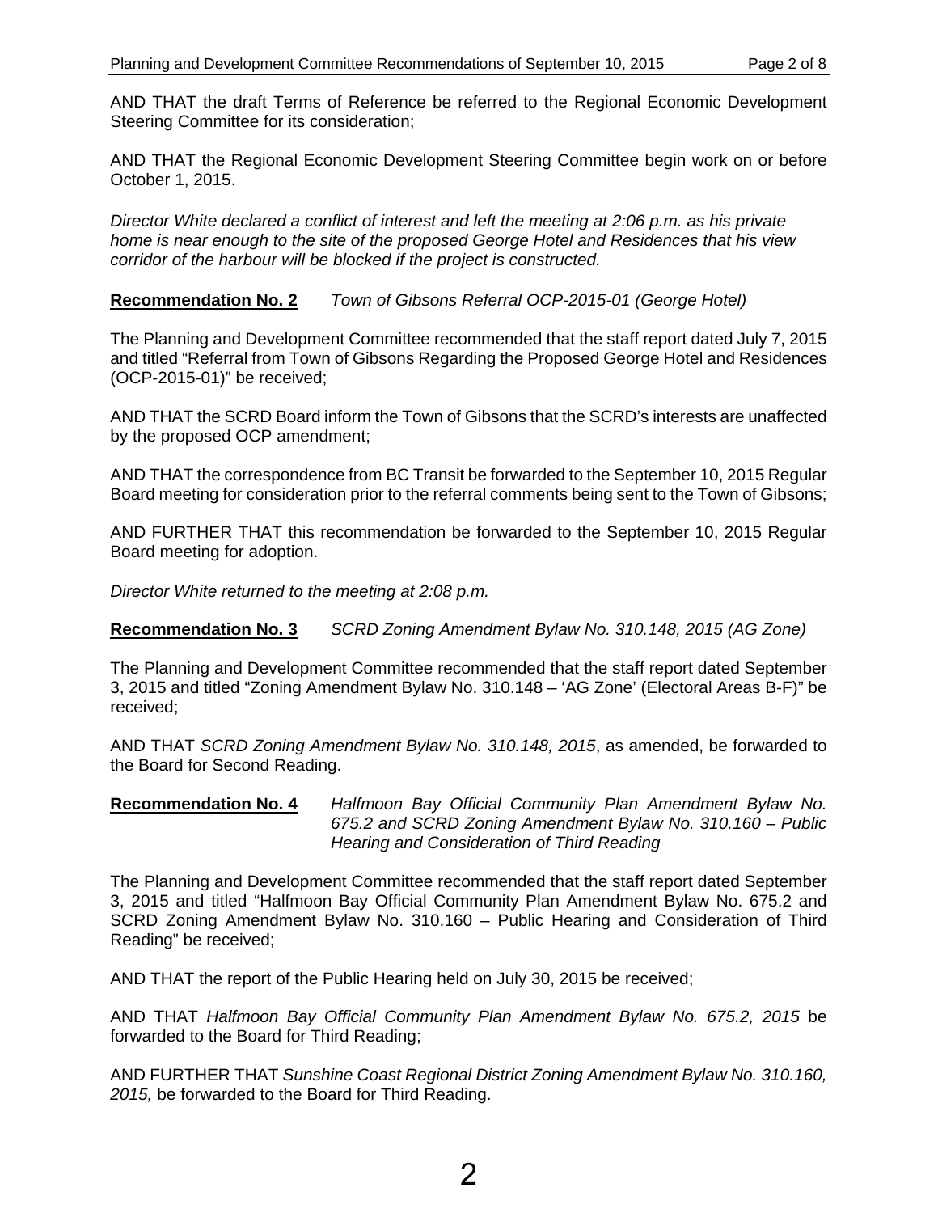AND THAT the draft Terms of Reference be referred to the Regional Economic Development Steering Committee for its consideration;

AND THAT the Regional Economic Development Steering Committee begin work on or before October 1, 2015.

*Director White declared a conflict of interest and left the meeting at 2:06 p.m. as his private home is near enough to the site of the proposed George Hotel and Residences that his view corridor of the harbour will be blocked if the project is constructed.*

**Recommendation No. 2** *Town of Gibsons Referral OCP-2015-01 (George Hotel)*

The Planning and Development Committee recommended that the staff report dated July 7, 2015 and titled "Referral from Town of Gibsons Regarding the Proposed George Hotel and Residences (OCP-2015-01)" be received;

AND THAT the SCRD Board inform the Town of Gibsons that the SCRD's interests are unaffected by the proposed OCP amendment;

AND THAT the correspondence from BC Transit be forwarded to the September 10, 2015 Regular Board meeting for consideration prior to the referral comments being sent to the Town of Gibsons;

AND FURTHER THAT this recommendation be forwarded to the September 10, 2015 Regular Board meeting for adoption.

*Director White returned to the meeting at 2:08 p.m.*

**Recommendation No. 3** *SCRD Zoning Amendment Bylaw No. 310.148, 2015 (AG Zone)*

The Planning and Development Committee recommended that the staff report dated September 3, 2015 and titled "Zoning Amendment Bylaw No. 310.148 – 'AG Zone' (Electoral Areas B-F)" be received;

AND THAT *SCRD Zoning Amendment Bylaw No. 310.148, 2015*, as amended, be forwarded to the Board for Second Reading.

**Recommendation No. 4** *Halfmoon Bay Official Community Plan Amendment Bylaw No. 675.2 and SCRD Zoning Amendment Bylaw No. 310.160 – Public Hearing and Consideration of Third Reading*

The Planning and Development Committee recommended that the staff report dated September 3, 2015 and titled "Halfmoon Bay Official Community Plan Amendment Bylaw No. 675.2 and SCRD Zoning Amendment Bylaw No. 310.160 – Public Hearing and Consideration of Third Reading" be received;

AND THAT the report of the Public Hearing held on July 30, 2015 be received;

AND THAT *Halfmoon Bay Official Community Plan Amendment Bylaw No. 675.2, 2015* be forwarded to the Board for Third Reading;

AND FURTHER THAT *Sunshine Coast Regional District Zoning Amendment Bylaw No. 310.160, 2015,* be forwarded to the Board for Third Reading.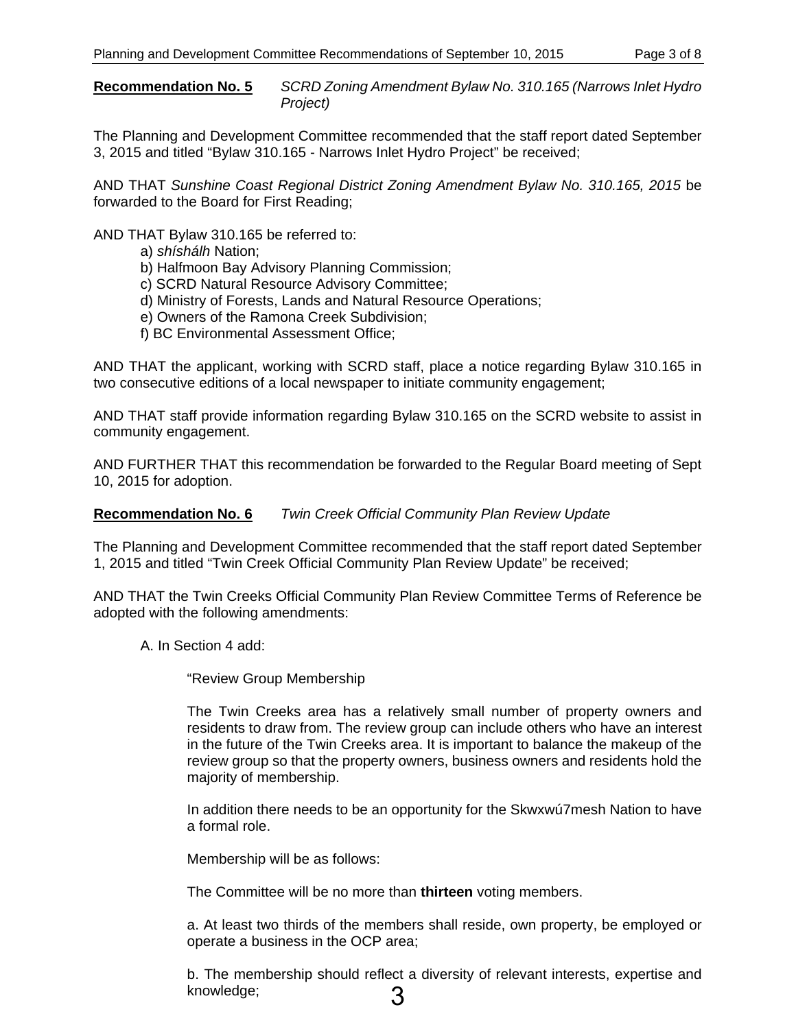**Recommendation No. 5** *SCRD Zoning Amendment Bylaw No. 310.165 (Narrows Inlet Hydro Project)*

The Planning and Development Committee recommended that the staff report dated September 3, 2015 and titled "Bylaw 310.165 - Narrows Inlet Hydro Project" be received;

AND THAT *Sunshine Coast Regional District Zoning Amendment Bylaw No. 310.165, 2015* be forwarded to the Board for First Reading;

AND THAT Bylaw 310.165 be referred to:

a) *shíshálh* Nation;
b) Halfmoon Bay Advisory Planning Commission;
c) SCRD Natural Resource Advisory Committee;
d) Ministry of Forests, Lands and Natural Resource Operations;
e) Owners of the Ramona Creek Subdivision;
f) BC Environmental Assessment Office;

AND THAT the applicant, working with SCRD staff, place a notice regarding Bylaw 310.165 in two consecutive editions of a local newspaper to initiate community engagement;

AND THAT staff provide information regarding Bylaw 310.165 on the SCRD website to assist in community engagement.

AND FURTHER THAT this recommendation be forwarded to the Regular Board meeting of Sept 10, 2015 for adoption.

**Recommendation No. 6** *Twin Creek Official Community Plan Review Update*

The Planning and Development Committee recommended that the staff report dated September 1, 2015 and titled "Twin Creek Official Community Plan Review Update" be received;

AND THAT the Twin Creeks Official Community Plan Review Committee Terms of Reference be adopted with the following amendments:

A. In Section 4 add:

"Review Group Membership

The Twin Creeks area has a relatively small number of property owners and residents to draw from. The review group can include others who have an interest in the future of the Twin Creeks area. It is important to balance the makeup of the review group so that the property owners, business owners and residents hold the majority of membership.

In addition there needs to be an opportunity for the Skwxwú7mesh Nation to have a formal role.

Membership will be as follows:

The Committee will be no more than **thirteen** voting members.

a. At least two thirds of the members shall reside, own property, be employed or operate a business in the OCP area;

b. The membership should reflect a diversity of relevant interests, expertise and knowledge;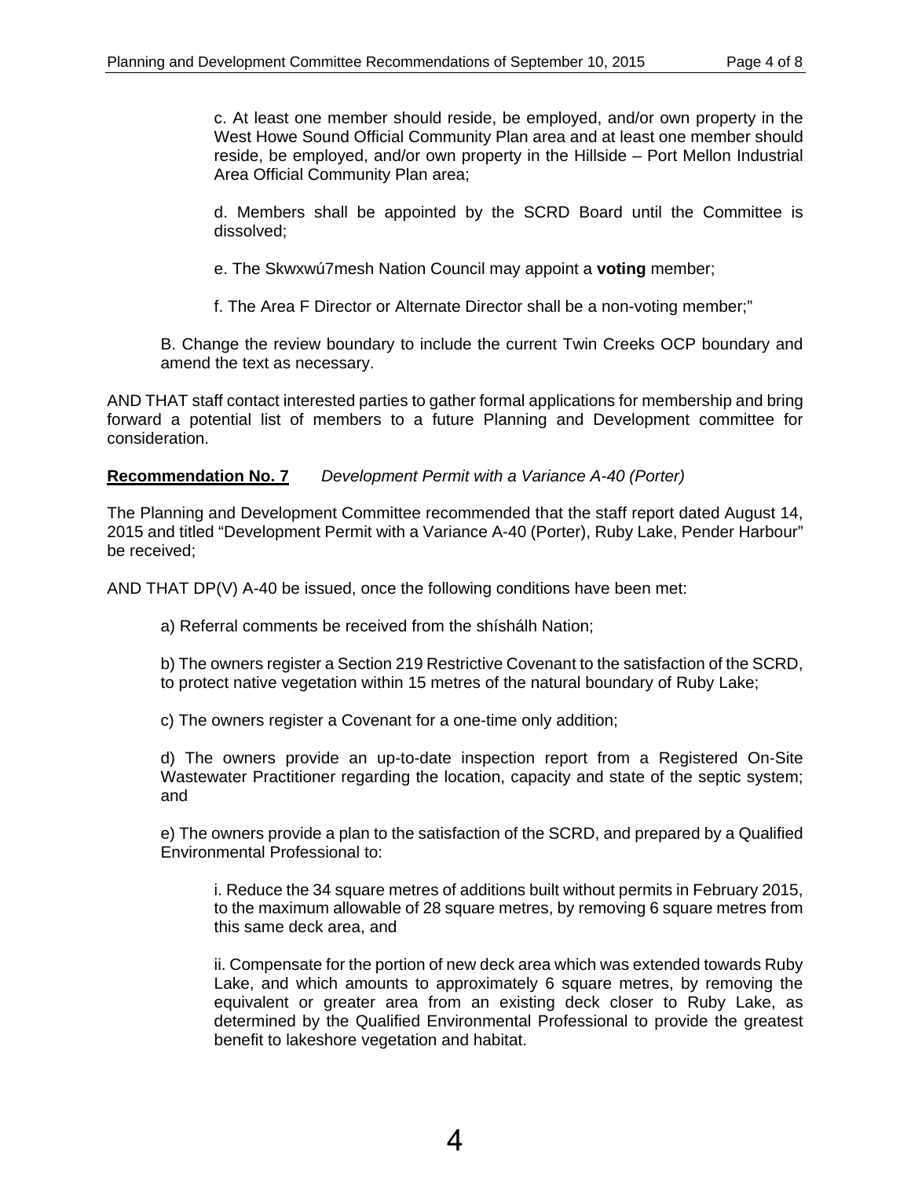c. At least one member should reside, be employed, and/or own property in the West Howe Sound Official Community Plan area and at least one member should reside, be employed, and/or own property in the Hillside – Port Mellon Industrial Area Official Community Plan area;

d. Members shall be appointed by the SCRD Board until the Committee is dissolved;

e. The Skwxwú7mesh Nation Council may appoint a **voting** member;

f. The Area F Director or Alternate Director shall be a non-voting member;"

B. Change the review boundary to include the current Twin Creeks OCP boundary and amend the text as necessary.

AND THAT staff contact interested parties to gather formal applications for membership and bring forward a potential list of members to a future Planning and Development committee for consideration.

**Recommendation No. 7** *Development Permit with a Variance A-40 (Porter)*

The Planning and Development Committee recommended that the staff report dated August 14, 2015 and titled "Development Permit with a Variance A-40 (Porter), Ruby Lake, Pender Harbour" be received;

AND THAT DP(V) A-40 be issued, once the following conditions have been met:

a) Referral comments be received from the shíshálh Nation;

b) The owners register a Section 219 Restrictive Covenant to the satisfaction of the SCRD, to protect native vegetation within 15 metres of the natural boundary of Ruby Lake;

c) The owners register a Covenant for a one-time only addition;

d) The owners provide an up-to-date inspection report from a Registered On-Site Wastewater Practitioner regarding the location, capacity and state of the septic system; and

e) The owners provide a plan to the satisfaction of the SCRD, and prepared by a Qualified Environmental Professional to:

i. Reduce the 34 square metres of additions built without permits in February 2015, to the maximum allowable of 28 square metres, by removing 6 square metres from this same deck area, and

ii. Compensate for the portion of new deck area which was extended towards Ruby Lake, and which amounts to approximately 6 square metres, by removing the equivalent or greater area from an existing deck closer to Ruby Lake, as determined by the Qualified Environmental Professional to provide the greatest benefit to lakeshore vegetation and habitat.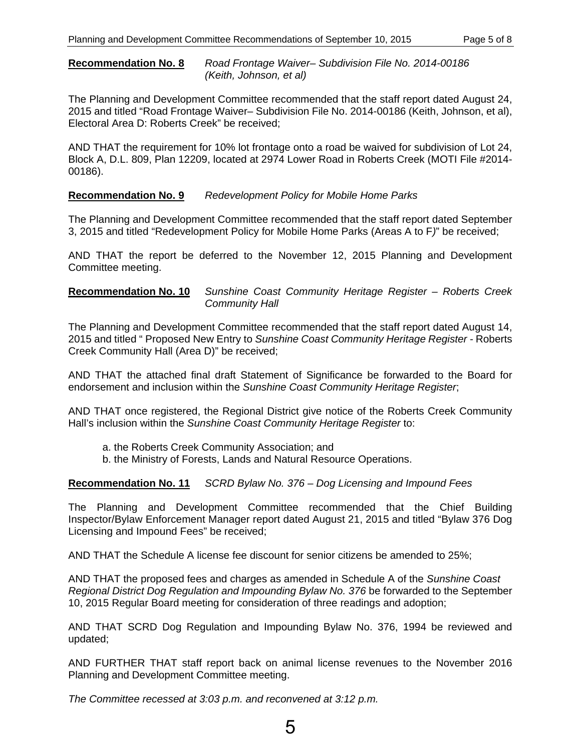**Recommendation No. 8** *Road Frontage Waiver– Subdivision File No. 2014-00186 (Keith, Johnson, et al)*

The Planning and Development Committee recommended that the staff report dated August 24, 2015 and titled "Road Frontage Waiver– Subdivision File No. 2014-00186 (Keith, Johnson, et al), Electoral Area D: Roberts Creek" be received;

AND THAT the requirement for 10% lot frontage onto a road be waived for subdivision of Lot 24, Block A, D.L. 809, Plan 12209, located at 2974 Lower Road in Roberts Creek (MOTI File #2014-00186).

**Recommendation No. 9** *Redevelopment Policy for Mobile Home Parks*

The Planning and Development Committee recommended that the staff report dated September 3, 2015 and titled "Redevelopment Policy for Mobile Home Parks (Areas A to F*)*" be received;

AND THAT the report be deferred to the November 12, 2015 Planning and Development Committee meeting.

**Recommendation No. 10** *Sunshine Coast Community Heritage Register – Roberts Creek Community Hall*

The Planning and Development Committee recommended that the staff report dated August 14, 2015 and titled " Proposed New Entry to *Sunshine Coast Community Heritage Register* - Roberts Creek Community Hall (Area D)" be received;

AND THAT the attached final draft Statement of Significance be forwarded to the Board for endorsement and inclusion within the *Sunshine Coast Community Heritage Register*;

AND THAT once registered, the Regional District give notice of the Roberts Creek Community Hall's inclusion within the *Sunshine Coast Community Heritage Register* to:

a. the Roberts Creek Community Association; and
b. the Ministry of Forests, Lands and Natural Resource Operations.

**Recommendation No. 11** *SCRD Bylaw No. 376 – Dog Licensing and Impound Fees*

The Planning and Development Committee recommended that the Chief Building Inspector/Bylaw Enforcement Manager report dated August 21, 2015 and titled "Bylaw 376 Dog Licensing and Impound Fees" be received;

AND THAT the Schedule A license fee discount for senior citizens be amended to 25%;

AND THAT the proposed fees and charges as amended in Schedule A of the *Sunshine Coast Regional District Dog Regulation and Impounding Bylaw No. 376* be forwarded to the September 10, 2015 Regular Board meeting for consideration of three readings and adoption;

AND THAT SCRD Dog Regulation and Impounding Bylaw No. 376, 1994 be reviewed and updated;

AND FURTHER THAT staff report back on animal license revenues to the November 2016 Planning and Development Committee meeting.

*The Committee recessed at 3:03 p.m. and reconvened at 3:12 p.m.*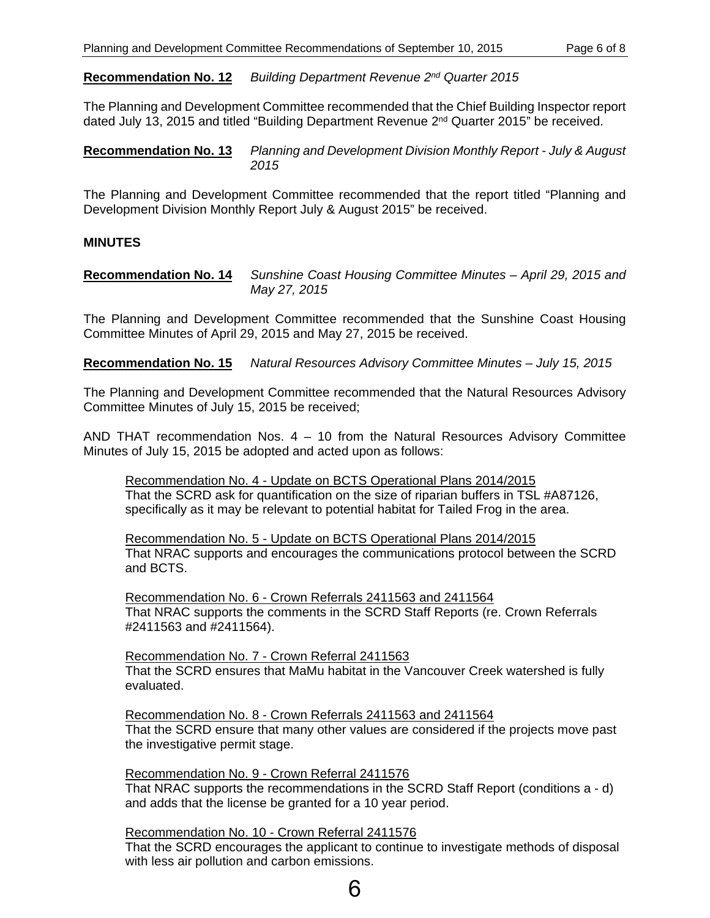**Recommendation No. 12** *Building Department Revenue 2nd Quarter 2015*

The Planning and Development Committee recommended that the Chief Building Inspector report dated July 13, 2015 and titled "Building Department Revenue 2nd Quarter 2015" be received.

**Recommendation No. 13** *Planning and Development Division Monthly Report - July & August 2015*

The Planning and Development Committee recommended that the report titled "Planning and Development Division Monthly Report July & August 2015" be received.

**MINUTES**

**Recommendation No. 14** *Sunshine Coast Housing Committee Minutes – April 29, 2015 and May 27, 2015*

The Planning and Development Committee recommended that the Sunshine Coast Housing Committee Minutes of April 29, 2015 and May 27, 2015 be received.

**Recommendation No. 15** *Natural Resources Advisory Committee Minutes – July 15, 2015*

The Planning and Development Committee recommended that the Natural Resources Advisory Committee Minutes of July 15, 2015 be received;

AND THAT recommendation Nos. 4 – 10 from the Natural Resources Advisory Committee Minutes of July 15, 2015 be adopted and acted upon as follows:

> Recommendation No. 4 - Update on BCTS Operational Plans 2014/2015
> That the SCRD ask for quantification on the size of riparian buffers in TSL #A87126, specifically as it may be relevant to potential habitat for Tailed Frog in the area.
>
> Recommendation No. 5 - Update on BCTS Operational Plans 2014/2015
> That NRAC supports and encourages the communications protocol between the SCRD and BCTS.
>
> Recommendation No. 6 - Crown Referrals 2411563 and 2411564
> That NRAC supports the comments in the SCRD Staff Reports (re. Crown Referrals #2411563 and #2411564).
>
> Recommendation No. 7 - Crown Referral 2411563
> That the SCRD ensures that MaMu habitat in the Vancouver Creek watershed is fully evaluated.
>
> Recommendation No. 8 - Crown Referrals 2411563 and 2411564
> That the SCRD ensure that many other values are considered if the projects move past the investigative permit stage.
>
> Recommendation No. 9 - Crown Referral 2411576
> That NRAC supports the recommendations in the SCRD Staff Report (conditions a - d) and adds that the license be granted for a 10 year period.
>
> Recommendation No. 10 - Crown Referral 2411576
> That the SCRD encourages the applicant to continue to investigate methods of disposal with less air pollution and carbon emissions.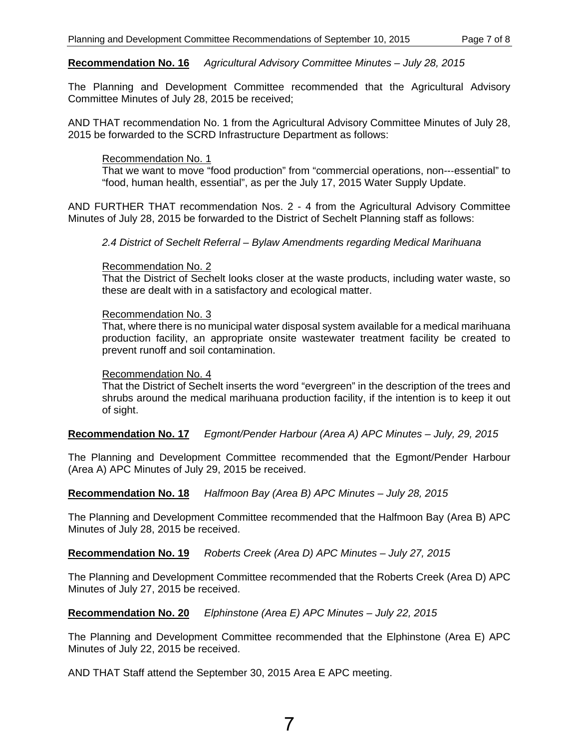**Recommendation No. 16** *Agricultural Advisory Committee Minutes – July 28, 2015*

The Planning and Development Committee recommended that the Agricultural Advisory Committee Minutes of July 28, 2015 be received;

AND THAT recommendation No. 1 from the Agricultural Advisory Committee Minutes of July 28, 2015 be forwarded to the SCRD Infrastructure Department as follows:

> Recommendation No. 1
> That we want to move "food production" from "commercial operations, non---essential" to "food, human health, essential", as per the July 17, 2015 Water Supply Update.

AND FURTHER THAT recommendation Nos. 2 - 4 from the Agricultural Advisory Committee Minutes of July 28, 2015 be forwarded to the District of Sechelt Planning staff as follows:

> *2.4 District of Sechelt Referral – Bylaw Amendments regarding Medical Marihuana*
>
> Recommendation No. 2
> That the District of Sechelt looks closer at the waste products, including water waste, so these are dealt with in a satisfactory and ecological matter.
>
> Recommendation No. 3
> That, where there is no municipal water disposal system available for a medical marihuana production facility, an appropriate onsite wastewater treatment facility be created to prevent runoff and soil contamination.
>
> Recommendation No. 4
> That the District of Sechelt inserts the word "evergreen" in the description of the trees and shrubs around the medical marihuana production facility, if the intention is to keep it out of sight.

**Recommendation No. 17** *Egmont/Pender Harbour (Area A) APC Minutes – July, 29, 2015*

The Planning and Development Committee recommended that the Egmont/Pender Harbour (Area A) APC Minutes of July 29, 2015 be received.

**Recommendation No. 18** *Halfmoon Bay (Area B) APC Minutes – July 28, 2015*

The Planning and Development Committee recommended that the Halfmoon Bay (Area B) APC Minutes of July 28, 2015 be received.

**Recommendation No. 19** *Roberts Creek (Area D) APC Minutes – July 27, 2015*

The Planning and Development Committee recommended that the Roberts Creek (Area D) APC Minutes of July 27, 2015 be received.

**Recommendation No. 20** *Elphinstone (Area E) APC Minutes – July 22, 2015*

The Planning and Development Committee recommended that the Elphinstone (Area E) APC Minutes of July 22, 2015 be received.

AND THAT Staff attend the September 30, 2015 Area E APC meeting.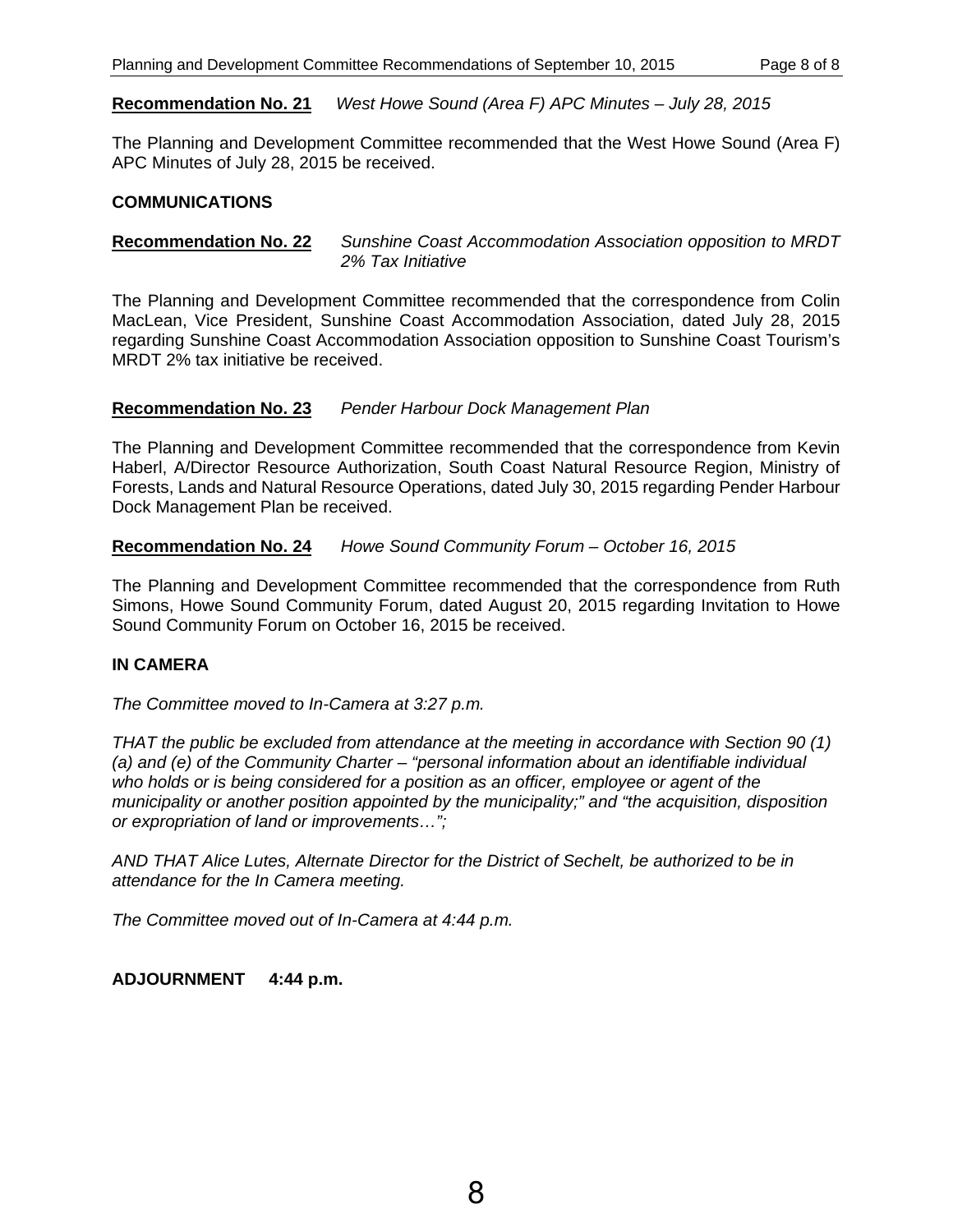**Recommendation No. 21** *West Howe Sound (Area F) APC Minutes – July 28, 2015*

The Planning and Development Committee recommended that the West Howe Sound (Area F) APC Minutes of July 28, 2015 be received.

**COMMUNICATIONS**

**Recommendation No. 22** *Sunshine Coast Accommodation Association opposition to MRDT 2% Tax Initiative*

The Planning and Development Committee recommended that the correspondence from Colin MacLean, Vice President, Sunshine Coast Accommodation Association, dated July 28, 2015 regarding Sunshine Coast Accommodation Association opposition to Sunshine Coast Tourism's MRDT 2% tax initiative be received.

**Recommendation No. 23** *Pender Harbour Dock Management Plan*

The Planning and Development Committee recommended that the correspondence from Kevin Haberl, A/Director Resource Authorization, South Coast Natural Resource Region, Ministry of Forests, Lands and Natural Resource Operations, dated July 30, 2015 regarding Pender Harbour Dock Management Plan be received.

**Recommendation No. 24** *Howe Sound Community Forum – October 16, 2015*

The Planning and Development Committee recommended that the correspondence from Ruth Simons, Howe Sound Community Forum, dated August 20, 2015 regarding Invitation to Howe Sound Community Forum on October 16, 2015 be received.

**IN CAMERA**

*The Committee moved to In-Camera at 3:27 p.m.*

*THAT the public be excluded from attendance at the meeting in accordance with Section 90 (1) (a) and (e) of the Community Charter – "personal information about an identifiable individual who holds or is being considered for a position as an officer, employee or agent of the municipality or another position appointed by the municipality;" and "the acquisition, disposition or expropriation of land or improvements…";*

*AND THAT Alice Lutes, Alternate Director for the District of Sechelt, be authorized to be in attendance for the In Camera meeting.*

*The Committee moved out of In-Camera at 4:44 p.m.*

**ADJOURNMENT 4:44 p.m.**